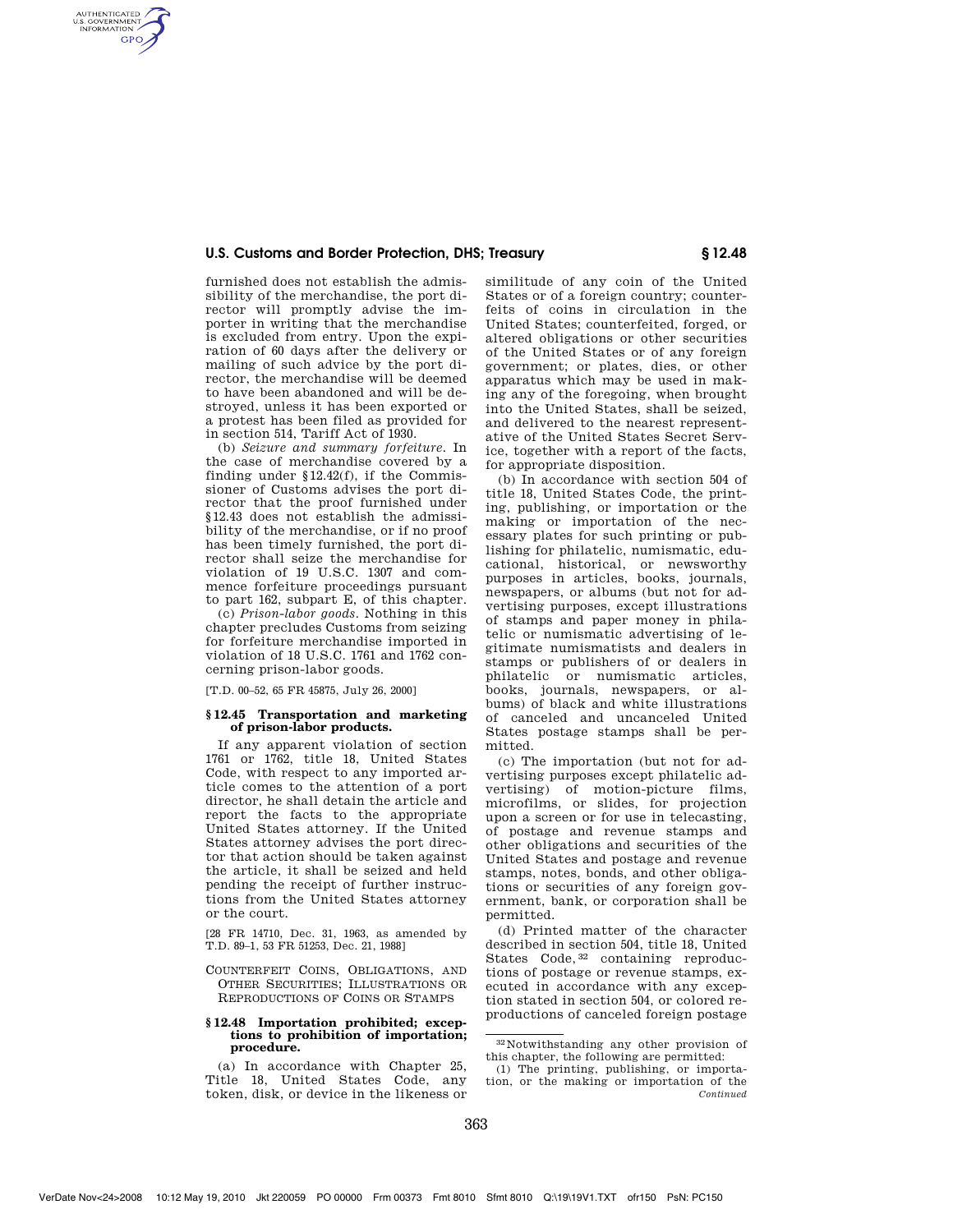furnished does not establish the admissibility of the merchandise, the port director will promptly advise the importer in writing that the merchandise is excluded from entry. Upon the expiration of 60 days after the delivery or mailing of such advice by the port director, the merchandise will be deemed to have been abandoned and will be destroyed, unless it has been exported or a protest has been filed as provided for in section 514, Tariff Act of 1930.

(b) *Seizure and summary forfeiture.* In the case of merchandise covered by a finding under §12.42(f), if the Commissioner of Customs advises the port director that the proof furnished under §12.43 does not establish the admissibility of the merchandise, or if no proof has been timely furnished, the port director shall seize the merchandise for violation of 19 U.S.C. 1307 and commence forfeiture proceedings pursuant to part 162, subpart E, of this chapter.

(c) *Prison-labor goods.* Nothing in this chapter precludes Customs from seizing for forfeiture merchandise imported in violation of 18 U.S.C. 1761 and 1762 concerning prison-labor goods.

[T.D. 00–52, 65 FR 45875, July 26, 2000]

### § 12.45 Transportation and marketing of prison-labor products.

If any apparent violation of section 1761 or 1762, title 18, United States Code, with respect to any imported article comes to the attention of a port director, he shall detain the article and report the facts to the appropriate United States attorney. If the United States attorney advises the port director that action should be taken against the article, it shall be seized and held pending the receipt of further instructions from the United States attorney or the court.

[28 FR 14710, Dec. 31, 1963, as amended by T.D. 89–1, 53 FR 51253, Dec. 21, 1988]

## COUNTERFEIT COINS, OBLIGATIONS, AND OTHER SECURITIES; ILLUSTRATIONS OR REPRODUCTIONS OF COINS OR STAMPS

### § 12.48 Importation prohibited; exceptions to prohibition of importation; procedure.

(a) In accordance with Chapter 25, Title 18, United States Code, any token, disk, or device in the likeness or similitude of any coin of the United States or of a foreign country; counterfeits of coins in circulation in the United States; counterfeited, forged, or altered obligations or other securities of the United States or of any foreign government; or plates, dies, or other apparatus which may be used in making any of the foregoing, when brought into the United States, shall be seized, and delivered to the nearest representative of the United States Secret Service, together with a report of the facts, for appropriate disposition.

(b) In accordance with section 504 of title 18, United States Code, the printing, publishing, or importation or the making or importation of the necessary plates for such printing or publishing for philatelic, numismatic, educational, historical, or newsworthy purposes in articles, books, journals, newspapers, or albums (but not for advertising purposes, except illustrations of stamps and paper money in philatelic or numismatic advertising of legitimate numismatists and dealers in stamps or publishers of or dealers in philatelic or numismatic articles, books, journals, newspapers, or albums) of black and white illustrations of canceled and uncanceled United States postage stamps shall be permitted.

(c) The importation (but not for advertising purposes except philatelic advertising) of motion-picture films, microfilms, or slides, for projection upon a screen or for use in telecasting, of postage and revenue stamps and other obligations and securities of the United States and postage and revenue stamps, notes, bonds, and other obligations or securities of any foreign government, bank, or corporation shall be permitted.

(d) Printed matter of the character described in section 504, title 18, United States Code,[32] containing reproductions of postage or revenue stamps, executed in accordance with any exception stated in section 504, or colored reproductions of canceled foreign postage

---

[32] Notwithstanding any other provision of this chapter, the following are permitted:

(1) The printing, publishing, or importation, or the making or importation of the

*Continued*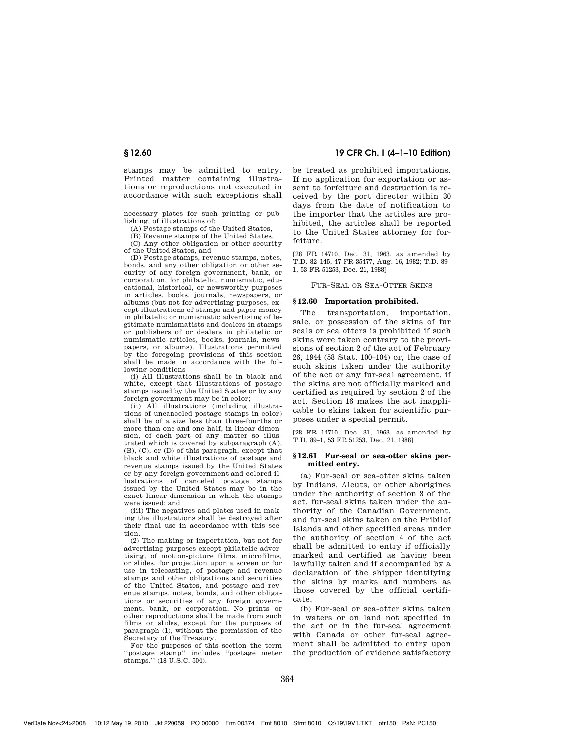stamps may be admitted to entry. Printed matter containing illustrations or reproductions not executed in accordance with such exceptions shall

---

necessary plates for such printing or publishing, of illustrations of:

(A) Postage stamps of the United States,

(B) Revenue stamps of the United States,

(C) Any other obligation or other security of the United States, and

(D) Postage stamps, revenue stamps, notes, bonds, and any other obligation or other security of any foreign government, bank, or corporation, for philatelic, numismatic, educational, historical, or newsworthy purposes in articles, books, journals, newspapers, or albums (but not for advertising purposes, except illustrations of stamps and paper money in philatelic or numismatic advertising of legitimate numismatists and dealers in stamps or publishers of or dealers in philatelic or numismatic articles, books, journals, newspapers, or albums). Illustrations permitted by the foregoing provisions of this section shall be made in accordance with the following conditions—

(i) All illustrations shall be in black and white, except that illustrations of postage stamps issued by the United States or by any foreign government may be in color;

(ii) All illustrations (including illustrations of uncanceled postage stamps in color) shall be of a size less than three-fourths or more than one and one-half, in linear dimension, of each part of any matter so illustrated which is covered by subparagraph (A), (B), (C), or (D) of this paragraph, except that black and white illustrations of postage and revenue stamps issued by the United States or by any foreign government and colored illustrations of canceled postage stamps issued by the United States may be in the exact linear dimension in which the stamps were issued; and

(iii) The negatives and plates used in making the illustrations shall be destroyed after their final use in accordance with this section.

(2) The making or importation, but not for advertising purposes except philatelic advertising, of motion-picture films, microfilms, or slides, for projection upon a screen or for use in telecasting, of postage and revenue stamps and other obligations and securities of the United States, and postage and revenue stamps, notes, bonds, and other obligations or securities of any foreign government, bank, or corporation. No prints or other reproductions shall be made from such films or slides, except for the purposes of paragraph (1), without the permission of the Secretary of the Treasury.

For the purposes of this section the term ''postage stamp'' includes ''postage meter stamps.'' (18 U.S.C. 504).

---

be treated as prohibited importations. If no application for exportation or assent to forfeiture and destruction is received by the port director within 30 days from the date of notification to the importer that the articles are prohibited, the articles shall be reported to the United States attorney for forfeiture.

[28 FR 14710, Dec. 31, 1963, as amended by T.D. 82–145, 47 FR 35477, Aug. 16, 1982; T.D. 89–1, 53 FR 51253, Dec. 21, 1988]

FUR-SEAL OR SEA-OTTER SKINS

## § 12.60 Importation prohibited.

The transportation, importation, sale, or possession of the skins of fur seals or sea otters is prohibited if such skins were taken contrary to the provisions of section 2 of the act of February 26, 1944 (58 Stat. 100–104) or, the case of such skins taken under the authority of the act or any fur-seal agreement, if the skins are not officially marked and certified as required by section 2 of the act. Section 16 makes the act inapplicable to skins taken for scientific purposes under a special permit.

[28 FR 14710, Dec. 31, 1963, as amended by T.D. 89–1, 53 FR 51253, Dec. 21, 1988]

## § 12.61 Fur-seal or sea-otter skins permitted entry.

(a) Fur-seal or sea-otter skins taken by Indians, Aleuts, or other aborigines under the authority of section 3 of the act, fur-seal skins taken under the authority of the Canadian Government, and fur-seal skins taken on the Pribilof Islands and other specified areas under the authority of section 4 of the act shall be admitted to entry if officially marked and certified as having been lawfully taken and if accompanied by a declaration of the shipper identifying the skins by marks and numbers as those covered by the official certificate.

(b) Fur-seal or sea-otter skins taken in waters or on land not specified in the act or in the fur-seal agreement with Canada or other fur-seal agreement shall be admitted to entry upon the production of evidence satisfactory